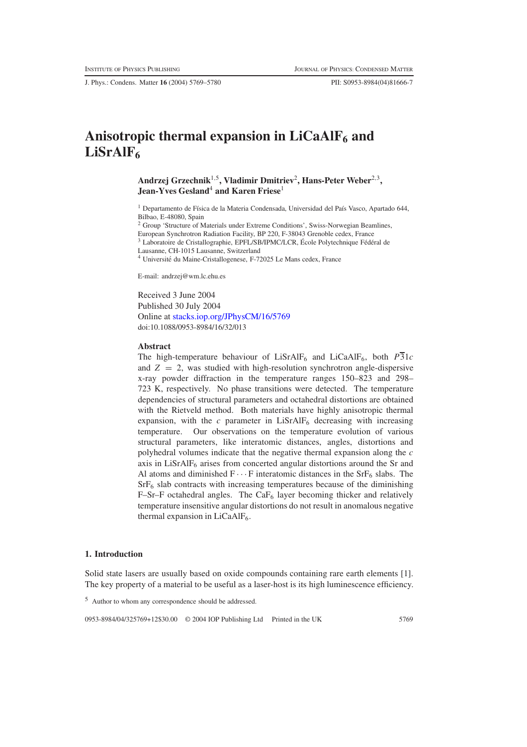# Anisotropic thermal expansion in $LiCaAlF_6$ and $LiSrAlF_6$

**Andrzej Grzechnik**[1,5], **Vladimir Dmitriev**[2], **Hans-Peter Weber**[2,3], **Jean-Yves Gesland**[4] **and Karen Friese**[1]

[1] Departamento de Física de la Materia Condensada, Universidad del País Vasco, Apartado 644, Bilbao, E-48080, Spain

[2] Group 'Structure of Materials under Extreme Conditions', Swiss-Norwegian Beamlines, European Synchrotron Radiation Facility, BP 220, F-38043 Grenoble cedex, France

[3] Laboratoire de Cristallographie, EPFL/SB/IPMC/LCR, École Polytechnique Fédéral de Lausanne, CH-1015 Lausanne, Switzerland

[4] Université du Maine-Cristallogenese, F-72025 Le Mans cedex, France

E-mail: andrzej@wm.lc.ehu.es

Received 3 June 2004

Published 30 July 2004

Online at stacks.iop.org/JPhysCM/16/5769

doi:10.1088/0953-8984/16/32/013

### Abstract

The high-temperature behaviour of $LiSrAlF_6$ and $LiCaAlF_6$, both $P\overline{3}1c$ and $Z = 2$, was studied with high-resolution synchrotron angle-dispersive x-ray powder diffraction in the temperature ranges 150–823 and 298–723 K, respectively. No phase transitions were detected. The temperature dependencies of structural parameters and octahedral distortions are obtained with the Rietveld method. Both materials have highly anisotropic thermal expansion, with the $c$ parameter in $LiSrAlF_6$ decreasing with increasing temperature. Our observations on the temperature evolution of various structural parameters, like interatomic distances, angles, distortions and polyhedral volumes indicate that the negative thermal expansion along the $c$ axis in $LiSrAlF_6$ arises from concerted angular distortions around the Sr and Al atoms and diminished F $\cdots$ F interatomic distances in the $SrF_6$ slabs. The $SrF_6$ slab contracts with increasing temperatures because of the diminishing F–Sr–F octahedral angles. The $CaF_6$ layer becoming thicker and relatively temperature insensitive angular distortions do not result in anomalous negative thermal expansion in $LiCaAlF_6$.

## 1. Introduction

Solid state lasers are usually based on oxide compounds containing rare earth elements [1]. The key property of a material to be useful as a laser-host is its high luminescence efficiency.

[5] Author to whom any correspondence should be addressed.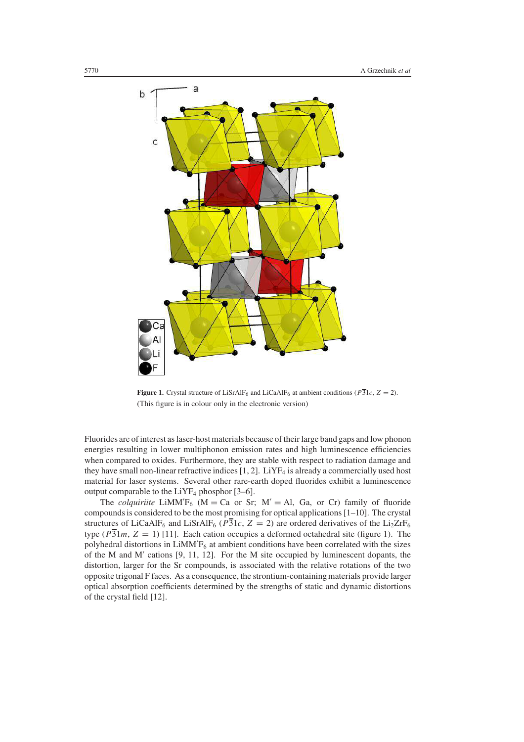b a c

Ca
Al
Li
F

**Figure 1.** Crystal structure of $LiSrAlF_6$ and $LiCaAlF_6$ at ambient conditions ($P\overline{3}1c$, $Z = 2$). (This figure is in colour only in the electronic version)

Fluorides are of interest as laser-host materials because of their large band gaps and low phonon energies resulting in lower multiphonon emission rates and high luminescence efficiencies when compared to oxides. Furthermore, they are stable with respect to radiation damage and they have small non-linear refractive indices [1, 2]. $LiYF_4$ is already a commercially used host material for laser systems. Several other rare-earth doped fluorides exhibit a luminescence output comparable to the $LiYF_4$ phosphor [3–6].

The *colquiriite* $LiMM'F_6$ (M = Ca or Sr; M′ = Al, Ga, or Cr) family of fluoride compounds is considered to be the most promising for optical applications [1–10]. The crystal structures of $LiCaAlF_6$ and $LiSrAlF_6$ ($P\overline{3}1c$, $Z = 2$) are ordered derivatives of the $Li_2ZrF_6$ type ($P\overline{3}1m$, $Z = 1$) [11]. Each cation occupies a deformed octahedral site (figure 1). The polyhedral distortions in $LiMM'F_6$ at ambient conditions have been correlated with the sizes of the M and M′ cations [9, 11, 12]. For the M site occupied by luminescent dopants, the distortion, larger for the Sr compounds, is associated with the relative rotations of the two opposite trigonal F faces. As a consequence, the strontium-containing materials provide larger optical absorption coefficients determined by the strengths of static and dynamic distortions of the crystal field [12].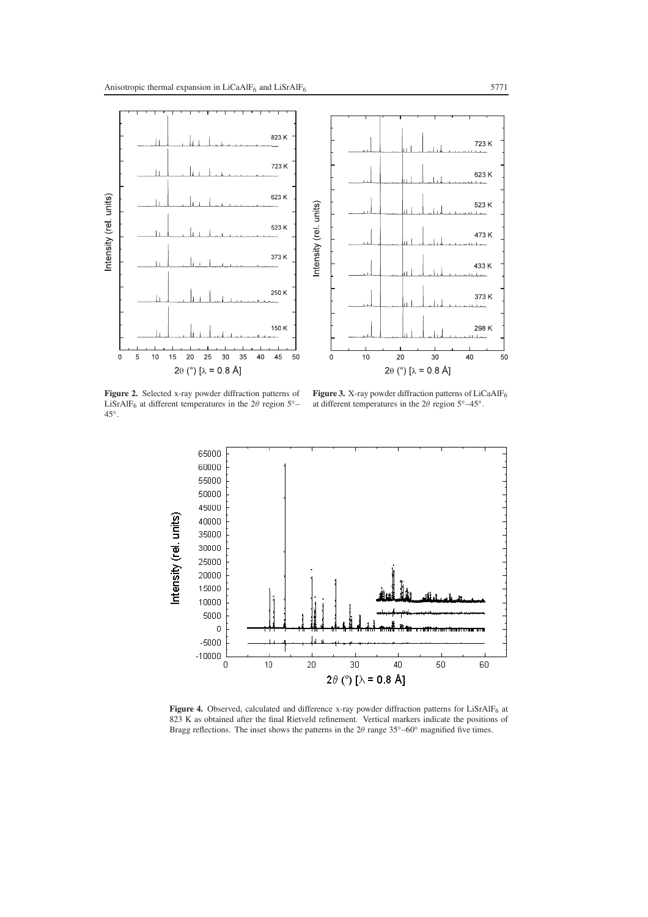Intensity (rel. units)

823 K

723 K

623 K

523 K

373 K

250 K

150 K

0 5 10 15 20 25 30 35 40 45 50

2θ (°) [λ = 0.8 Å]

**Figure 2.** Selected x-ray powder diffraction patterns of $LiSrAlF_6$ at different temperatures in the $2\theta$ region 5°–45°.

Intensity (rel. units)

723 K

623 K

523 K

473 K

433 K

373 K

298 K

0 10 20 30 40 50

2θ (°) [λ = 0.8 Å]

**Figure 3.** X-ray powder diffraction patterns of $LiCaAlF_6$ at different temperatures in the $2\theta$ region 5°–45°.

Intensity (rel. units)

65000
60000
55000
50000
45000
40000
35000
30000
25000
20000
15000
10000
5000
0
-5000
-10000

0 10 20 30 40 50 60

2θ (°) [λ = 0.8 Å]

**Figure 4.** Observed, calculated and difference x-ray powder diffraction patterns for $LiSrAlF_6$ at 823 K as obtained after the final Rietveld refinement. Vertical markers indicate the positions of Bragg reflections. The inset shows the patterns in the $2\theta$ range 35°–60° magnified five times.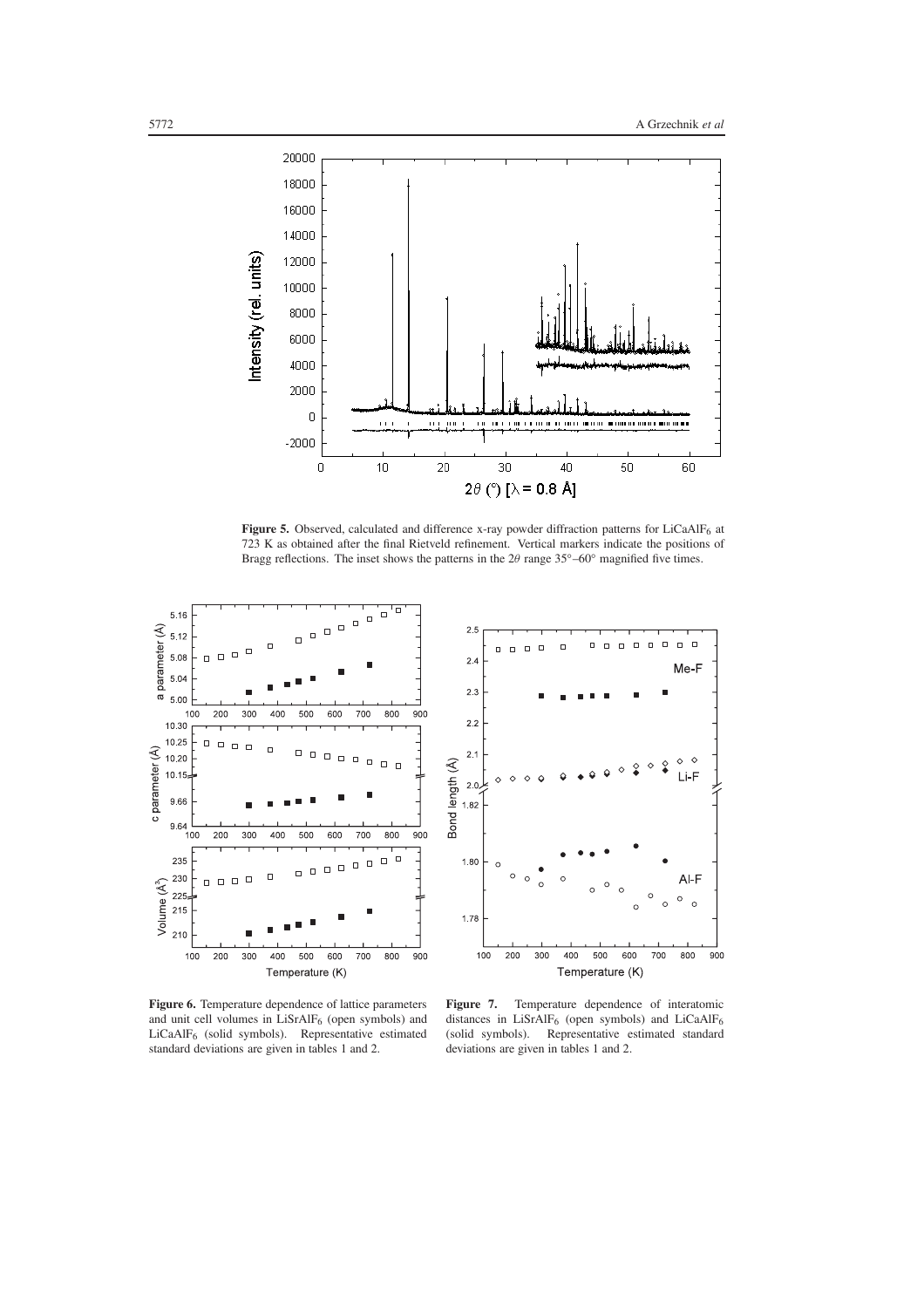20000

18000

16000

14000

12000

10000

8000

6000

4000

2000

0

-2000

Intensity (rel. units)

0 10 20 30 40 50 60

2θ (°) [λ = 0.8 Å]

**Figure 5.** Observed, calculated and difference x-ray powder diffraction patterns for $LiCaAlF_6$ at 723 K as obtained after the final Rietveld refinement. Vertical markers indicate the positions of Bragg reflections. The inset shows the patterns in the $2\theta$ range 35°–60° magnified five times.

a parameter (Å)

5.16
5.12
5.08
5.04
5.00

c parameter (Å)

10.30
10.25
10.20
10.15
9.66
9.64

Volume (Å³)

235
230
225
215
210

100 200 300 400 500 600 700 800 900

Temperature (K)

**Figure 6.** Temperature dependence of lattice parameters and unit cell volumes in $LiSrAlF_6$ (open symbols) and $LiCaAlF_6$ (solid symbols). Representative estimated standard deviations are given in tables 1 and 2.

Bond length (Å)

2.5
2.4
2.3
2.2
2.1
2.0
1.82
1.80
1.78

Me-F

Li-F

Al-F

100 200 300 400 500 600 700 800 900

Temperature (K)

**Figure 7.** Temperature dependence of interatomic distances in $LiSrAlF_6$ (open symbols) and $LiCaAlF_6$ (solid symbols). Representative estimated standard deviations are given in tables 1 and 2.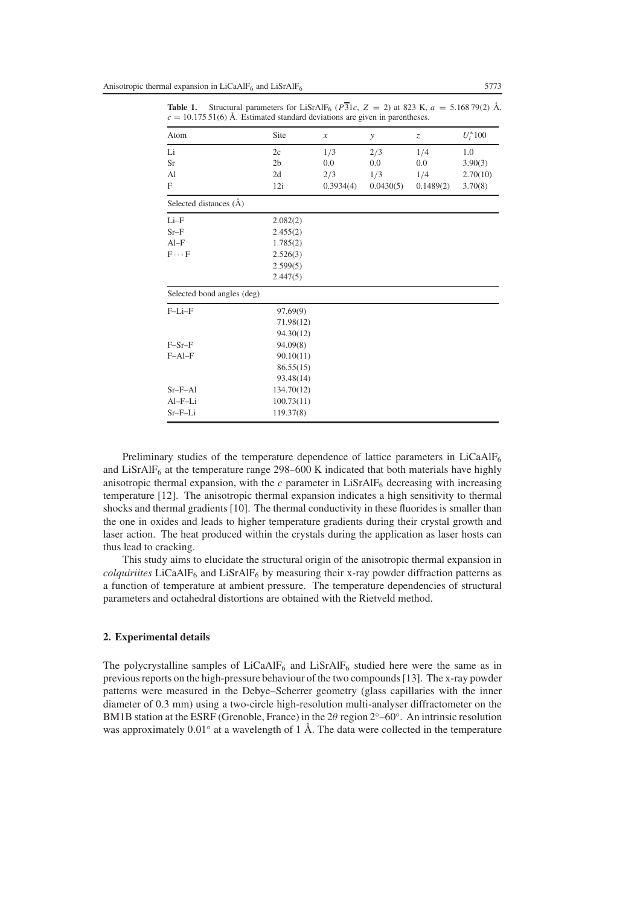**Table 1.** Structural parameters for $LiSrAlF_6$ ($P\overline{3}1c$, $Z = 2$) at 823 K, $a = 5.168\,79(2)$ Å, $c = 10.175\,51(6)$ Å. Estimated standard deviations are given in parentheses.

| Atom | Site | $x$ | $y$ | $z$ | $U_i^* 100$ |
|---|---|---|---|---|---|
| Li | 2c | 1/3 | 2/3 | 1/4 | 1.0 |
| Sr | 2b | 0.0 | 0.0 | 0.0 | 3.90(3) |
| Al | 2d | 2/3 | 1/3 | 1/4 | 2.70(10) |
| F | 12i | 0.3934(4) | 0.0430(5) | 0.1489(2) | 3.70(8) |
| Selected distances (Å) | | | | | |
| Li–F | 2.082(2) | | | | |
| Sr–F | 2.455(2) | | | | |
| Al–F | 1.785(2) | | | | |
| F···F | 2.526(3) | | | | |
| | 2.599(5) | | | | |
| | 2.447(5) | | | | |
| Selected bond angles (deg) | | | | | |
| F–Li–F | 97.69(9) | | | | |
| | 71.98(12) | | | | |
| | 94.30(12) | | | | |
| F–Sr–F | 94.09(8) | | | | |
| F–Al–F | 90.10(11) | | | | |
| | 86.55(15) | | | | |
| | 93.48(14) | | | | |
| Sr–F–Al | 134.70(12) | | | | |
| Al–F–Li | 100.73(11) | | | | |
| Sr–F–Li | 119.37(8) | | | | |

Preliminary studies of the temperature dependence of lattice parameters in $LiCaAlF_6$ and $LiSrAlF_6$ at the temperature range 298–600 K indicated that both materials have highly anisotropic thermal expansion, with the $c$ parameter in $LiSrAlF_6$ decreasing with increasing temperature [12]. The anisotropic thermal expansion indicates a high sensitivity to thermal shocks and thermal gradients [10]. The thermal conductivity in these fluorides is smaller than the one in oxides and leads to higher temperature gradients during their crystal growth and laser action. The heat produced within the crystals during the application as laser hosts can thus lead to cracking.

This study aims to elucidate the structural origin of the anisotropic thermal expansion in *colquiriites* $LiCaAlF_6$ and $LiSrAlF_6$ by measuring their x-ray powder diffraction patterns as a function of temperature at ambient pressure. The temperature dependencies of structural parameters and octahedral distortions are obtained with the Rietveld method.

## 2. Experimental details

The polycrystalline samples of $LiCaAlF_6$ and $LiSrAlF_6$ studied here were the same as in previous reports on the high-pressure behaviour of the two compounds [13]. The x-ray powder patterns were measured in the Debye–Scherrer geometry (glass capillaries with the inner diameter of 0.3 mm) using a two-circle high-resolution multi-analyser diffractometer on the BM1B station at the ESRF (Grenoble, France) in the $2\theta$ region 2°–60°. An intrinsic resolution was approximately 0.01° at a wavelength of 1 Å. The data were collected in the temperature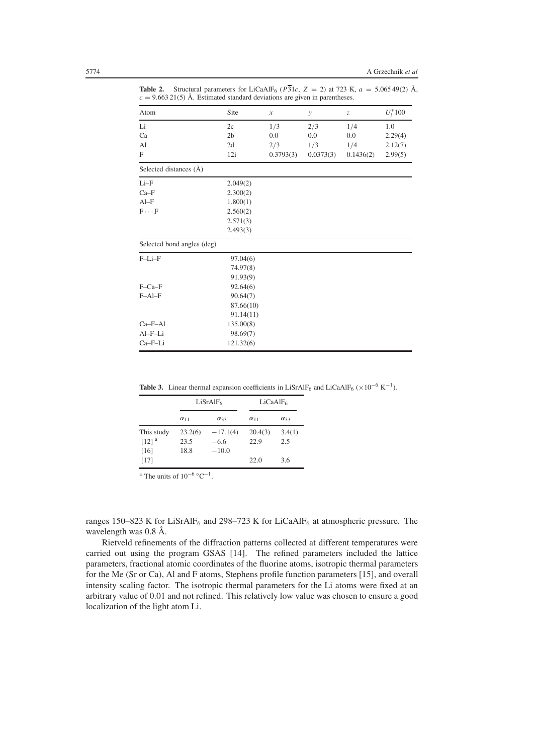**Table 2.** Structural parameters for $LiCaAlF_6$ ($P\overline{3}1c$, $Z = 2$) at 723 K, $a = 5.065\,49(2)$ Å, $c = 9.663\,21(5)$ Å. Estimated standard deviations are given in parentheses.

| Atom | Site | $x$ | $y$ | $z$ | $U_i^* 100$ |
|---|---|---|---|---|---|
| Li | 2c | 1/3 | 2/3 | 1/4 | 1.0 |
| Ca | 2b | 0.0 | 0.0 | 0.0 | 2.29(4) |
| Al | 2d | 2/3 | 1/3 | 1/4 | 2.12(7) |
| F | 12i | 0.3793(3) | 0.0373(3) | 0.1436(2) | 2.99(5) |
| Selected distances (Å) | | | | | |
| Li–F | 2.049(2) | | | | |
| Ca–F | 2.300(2) | | | | |
| Al–F | 1.800(1) | | | | |
| F $\cdots$ F | 2.560(2) | | | | |
| | 2.571(3) | | | | |
| | 2.493(3) | | | | |
| Selected bond angles (deg) | | | | | |
| F–Li–F | 97.04(6) | | | | |
| | 74.97(8) | | | | |
| | 91.93(9) | | | | |
| F–Ca–F | 92.64(6) | | | | |
| F–Al–F | 90.64(7) | | | | |
| | 87.66(10) | | | | |
| | 91.14(11) | | | | |
| Ca–F–Al | 135.00(8) | | | | |
| Al–F–Li | 98.69(7) | | | | |
| Ca–F–Li | 121.32(6) | | | | |

**Table 3.** Linear thermal expansion coefficients in $LiSrAlF_6$ and $LiCaAlF_6$ ($\times 10^{-6}$ $K^{-1}$).

| | $LiSrAlF_6$ | | $LiCaAlF_6$ | |
|---|---|---|---|---|
| | $\alpha_{11}$ | $\alpha_{33}$ | $\alpha_{11}$ | $\alpha_{33}$ |
| This study | 23.2(6) | −17.1(4) | 20.4(3) | 3.4(1) |
| [12] [a] | 23.5 | −6.6 | 22.9 | 2.5 |
| [16] | 18.8 | −10.0 | | |
| [17] | | | 22.0 | 3.6 |

[a] The units of $10^{-6}$ °$C^{-1}$.

ranges 150–823 K for $LiSrAlF_6$ and 298–723 K for $LiCaAlF_6$ at atmospheric pressure. The wavelength was 0.8 Å.

Rietveld refinements of the diffraction patterns collected at different temperatures were carried out using the program GSAS [14]. The refined parameters included the lattice parameters, fractional atomic coordinates of the fluorine atoms, isotropic thermal parameters for the Me (Sr or Ca), Al and F atoms, Stephens profile function parameters [15], and overall intensity scaling factor. The isotropic thermal parameters for the Li atoms were fixed at an arbitrary value of 0.01 and not refined. This relatively low value was chosen to ensure a good localization of the light atom Li.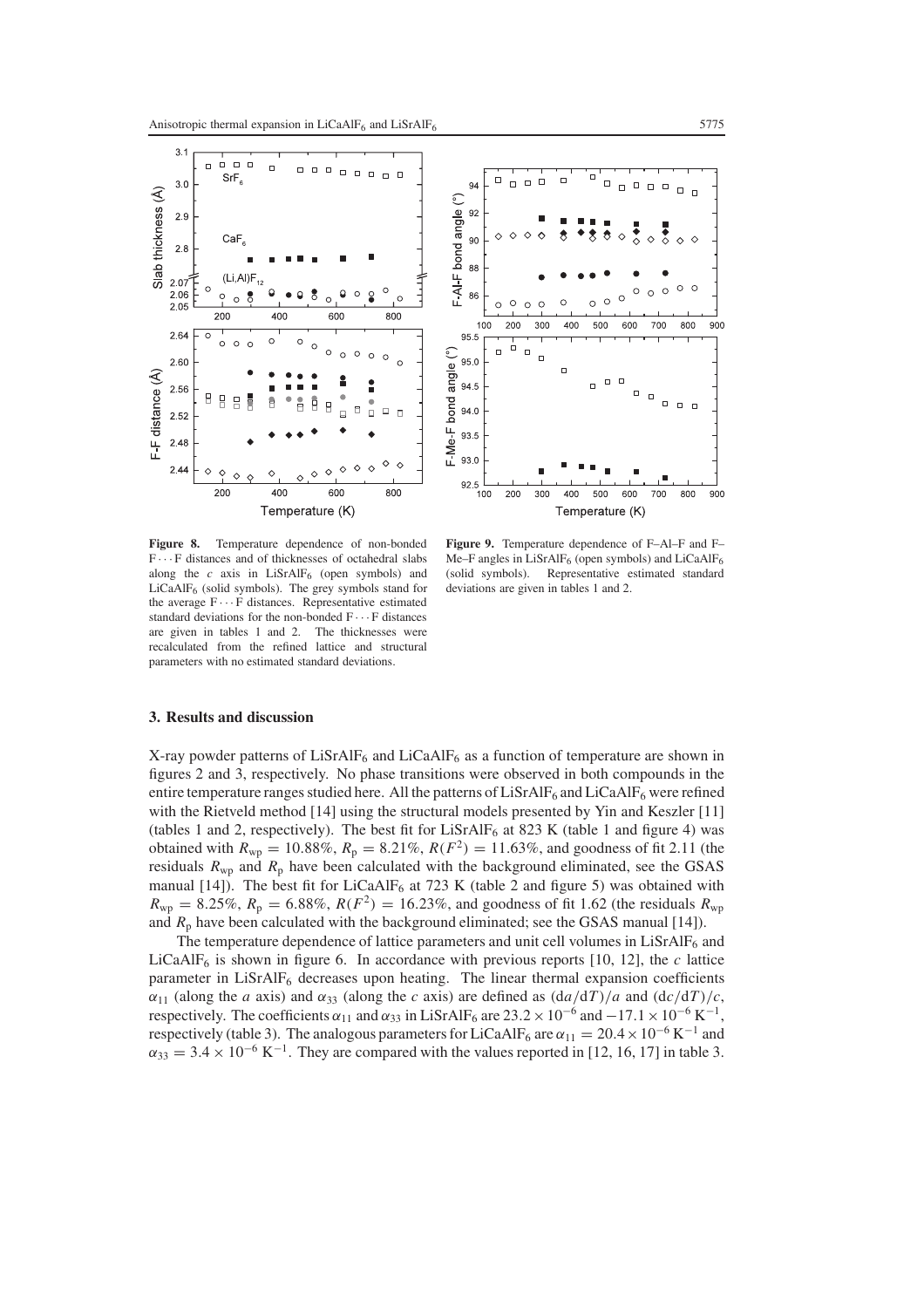Slab thickness (Å)

3.1
3.0
2.9
2.8
2.07
2.06
2.05

SrF$_6$

CaF$_6$

(Li,Al)F$_{12}$

200 400 600 800

F-F distance (Å)

2.64
2.60
2.56
2.52
2.48
2.44

200 400 600 800

Temperature (K)

F-Al-F bond angle (°)

94
92
90
88
86

100 200 300 400 500 600 700 800 900

F-Me-F bond angle (°)

95.5
95.0
94.5
94.0
93.5
93.0
92.5

100 200 300 400 500 600 700 800 900

Temperature (K)

**Figure 8.** Temperature dependence of non-bonded F$\cdots$F distances and of thicknesses of octahedral slabs along the $c$ axis in $LiSrAlF_6$ (open symbols) and $LiCaAlF_6$ (solid symbols). The grey symbols stand for the average F$\cdots$F distances. Representative estimated standard deviations for the non-bonded F$\cdots$F distances are given in tables 1 and 2. The thicknesses were recalculated from the refined lattice and structural parameters with no estimated standard deviations.

**Figure 9.** Temperature dependence of F–Al–F and F–Me–F angles in $LiSrAlF_6$ (open symbols) and $LiCaAlF_6$ (solid symbols). Representative estimated standard deviations are given in tables 1 and 2.

## 3. Results and discussion

X-ray powder patterns of $LiSrAlF_6$ and $LiCaAlF_6$ as a function of temperature are shown in figures 2 and 3, respectively. No phase transitions were observed in both compounds in the entire temperature ranges studied here. All the patterns of $LiSrAlF_6$ and $LiCaAlF_6$ were refined with the Rietveld method [14] using the structural models presented by Yin and Keszler [11] (tables 1 and 2, respectively). The best fit for $LiSrAlF_6$ at 823 K (table 1 and figure 4) was obtained with $R_{wp} = 10.88\%$, $R_p = 8.21\%$, $R(F^2) = 11.63\%$, and goodness of fit 2.11 (the residuals $R_{wp}$ and $R_p$ have been calculated with the background eliminated, see the GSAS manual [14]). The best fit for $LiCaAlF_6$ at 723 K (table 2 and figure 5) was obtained with $R_{wp} = 8.25\%$, $R_p = 6.88\%$, $R(F^2) = 16.23\%$, and goodness of fit 1.62 (the residuals $R_{wp}$ and $R_p$ have been calculated with the background eliminated; see the GSAS manual [14]).

The temperature dependence of lattice parameters and unit cell volumes in $LiSrAlF_6$ and $LiCaAlF_6$ is shown in figure 6. In accordance with previous reports [10, 12], the $c$ lattice parameter in $LiSrAlF_6$ decreases upon heating. The linear thermal expansion coefficients $\alpha_{11}$ (along the $a$ axis) and $\alpha_{33}$ (along the $c$ axis) are defined as $(\mathrm{d}a/\mathrm{d}T)/a$ and $(\mathrm{d}c/\mathrm{d}T)/c$, respectively. The coefficients $\alpha_{11}$ and $\alpha_{33}$ in $LiSrAlF_6$ are $23.2 \times 10^{-6}$ and $-17.1 \times 10^{-6}\ \mathrm{K}^{-1}$, respectively (table 3). The analogous parameters for $LiCaAlF_6$ are $\alpha_{11} = 20.4 \times 10^{-6}\ \mathrm{K}^{-1}$ and $\alpha_{33} = 3.4 \times 10^{-6}\ \mathrm{K}^{-1}$. They are compared with the values reported in [12, 16, 17] in table 3.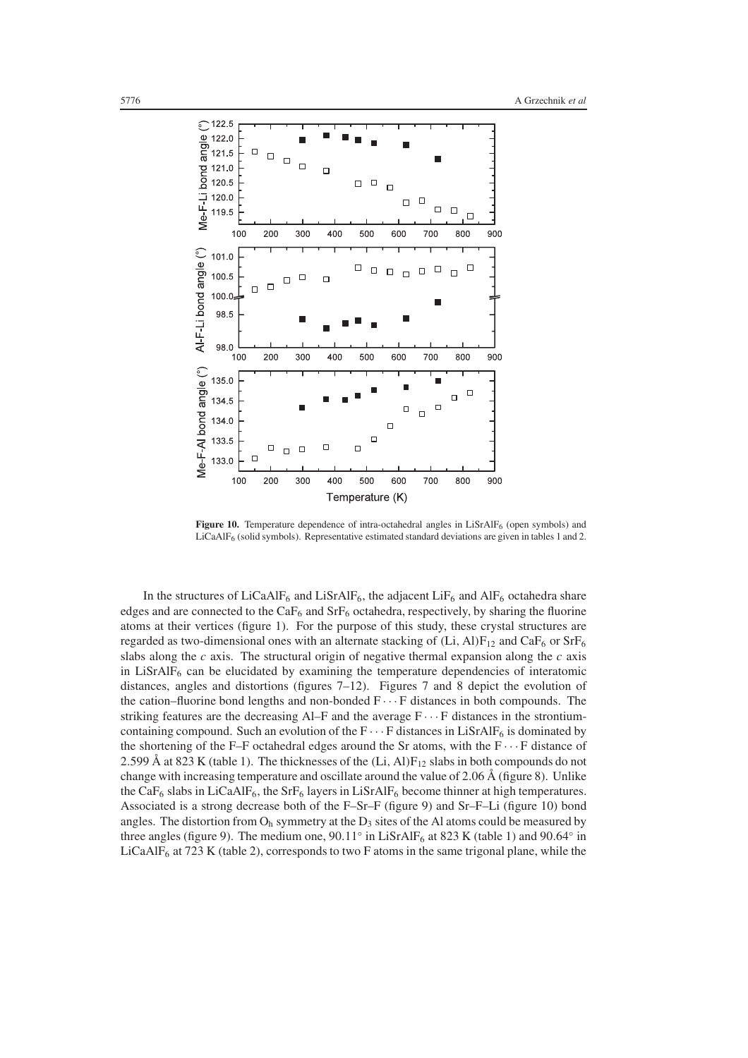Me-F-Li bond angle (°)

122.5
122.0
121.5
121.0
120.5
120.0
119.5

100 200 300 400 500 600 700 800 900

Al-F-Li bond angle (°)

101.0
100.5
100.0
98.5
98.0

100 200 300 400 500 600 700 800 900

Me-F-Al bond angle (°)

135.0
134.5
134.0
133.5
133.0

100 200 300 400 500 600 700 800 900

Temperature (K)

**Figure 10.** Temperature dependence of intra-octahedral angles in $LiSrAlF_6$ (open symbols) and $LiCaAlF_6$ (solid symbols). Representative estimated standard deviations are given in tables 1 and 2.

In the structures of $LiCaAlF_6$ and $LiSrAlF_6$, the adjacent $LiF_6$ and $AlF_6$ octahedra share edges and are connected to the $CaF_6$ and $SrF_6$ octahedra, respectively, by sharing the fluorine atoms at their vertices (figure 1). For the purpose of this study, these crystal structures are regarded as two-dimensional ones with an alternate stacking of $(Li, Al)F_{12}$ and $CaF_6$ or $SrF_6$ slabs along the $c$ axis. The structural origin of negative thermal expansion along the $c$ axis in $LiSrAlF_6$ can be elucidated by examining the temperature dependencies of interatomic distances, angles and distortions (figures 7–12). Figures 7 and 8 depict the evolution of the cation–fluorine bond lengths and non-bonded $F \cdots F$ distances in both compounds. The striking features are the decreasing Al–F and the average $F \cdots F$ distances in the strontium-containing compound. Such an evolution of the $F \cdots F$ distances in $LiSrAlF_6$ is dominated by the shortening of the F–F octahedral edges around the Sr atoms, with the $F \cdots F$ distance of 2.599 Å at 823 K (table 1). The thicknesses of the $(Li, Al)F_{12}$ slabs in both compounds do not change with increasing temperature and oscillate around the value of 2.06 Å (figure 8). Unlike the $CaF_6$ slabs in $LiCaAlF_6$, the $SrF_6$ layers in $LiSrAlF_6$ become thinner at high temperatures. Associated is a strong decrease both of the F–Sr–F (figure 9) and Sr–F–Li (figure 10) bond angles. The distortion from $O_h$ symmetry at the $D_3$ sites of the Al atoms could be measured by three angles (figure 9). The medium one, 90.11° in $LiSrAlF_6$ at 823 K (table 1) and 90.64° in $LiCaAlF_6$ at 723 K (table 2), corresponds to two F atoms in the same trigonal plane, while the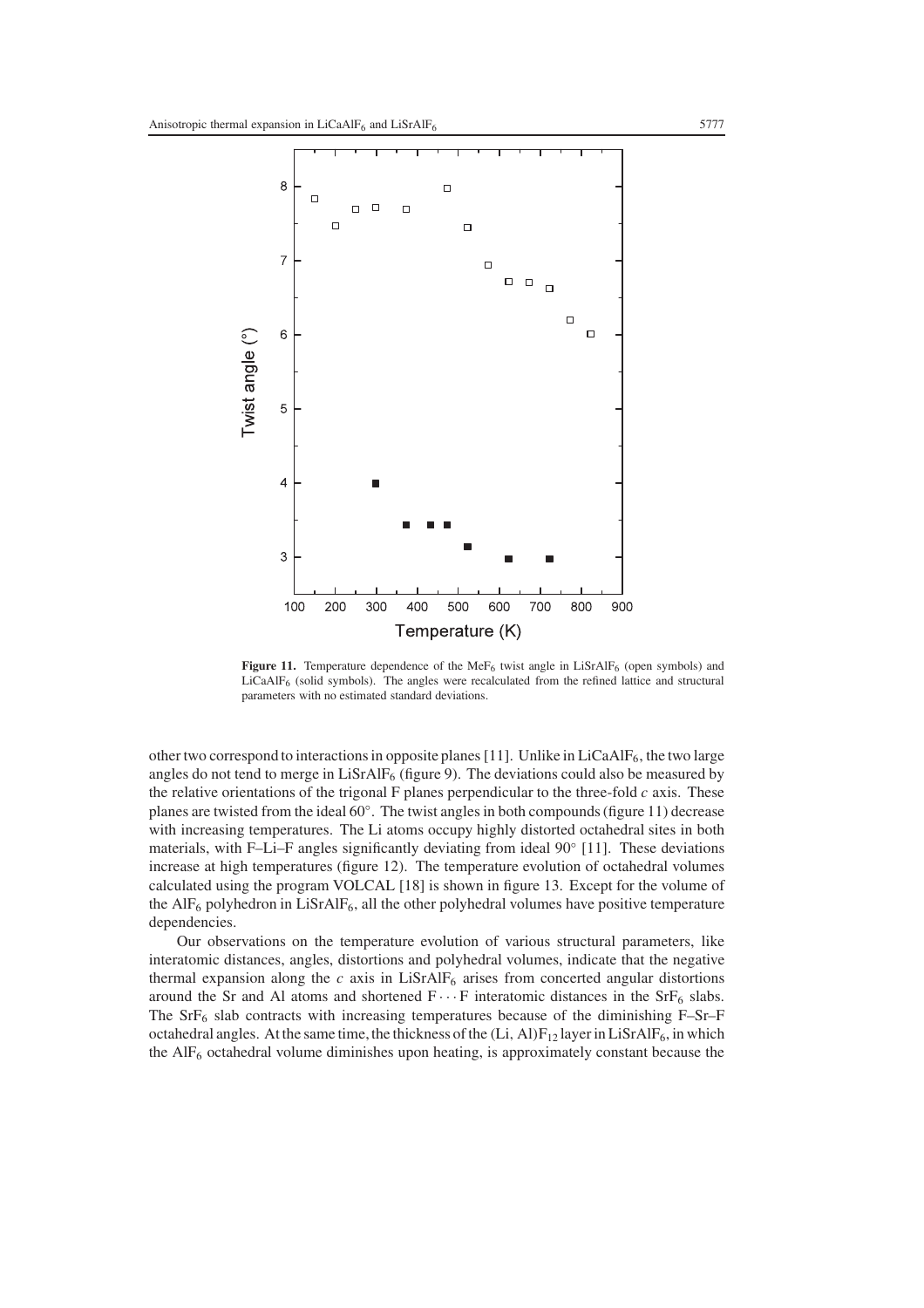Twist angle (°)

8
7
6
5
4
3

100 200 300 400 500 600 700 800 900

Temperature (K)

**Figure 11.** Temperature dependence of the $MeF_6$ twist angle in $LiSrAlF_6$ (open symbols) and $LiCaAlF_6$ (solid symbols). The angles were recalculated from the refined lattice and structural parameters with no estimated standard deviations.

other two correspond to interactions in opposite planes [11]. Unlike in $LiCaAlF_6$, the two large angles do not tend to merge in $LiSrAlF_6$ (figure 9). The deviations could also be measured by the relative orientations of the trigonal F planes perpendicular to the three-fold $c$ axis. These planes are twisted from the ideal 60°. The twist angles in both compounds (figure 11) decrease with increasing temperatures. The Li atoms occupy highly distorted octahedral sites in both materials, with F–Li–F angles significantly deviating from ideal 90° [11]. These deviations increase at high temperatures (figure 12). The temperature evolution of octahedral volumes calculated using the program VOLCAL [18] is shown in figure 13. Except for the volume of the $AlF_6$ polyhedron in $LiSrAlF_6$, all the other polyhedral volumes have positive temperature dependencies.

Our observations on the temperature evolution of various structural parameters, like interatomic distances, angles, distortions and polyhedral volumes, indicate that the negative thermal expansion along the $c$ axis in $LiSrAlF_6$ arises from concerted angular distortions around the Sr and Al atoms and shortened $F \cdots F$ interatomic distances in the $SrF_6$ slabs. The $SrF_6$ slab contracts with increasing temperatures because of the diminishing F–Sr–F octahedral angles. At the same time, the thickness of the $(Li, Al)F_{12}$ layer in $LiSrAlF_6$, in which the $AlF_6$ octahedral volume diminishes upon heating, is approximately constant because the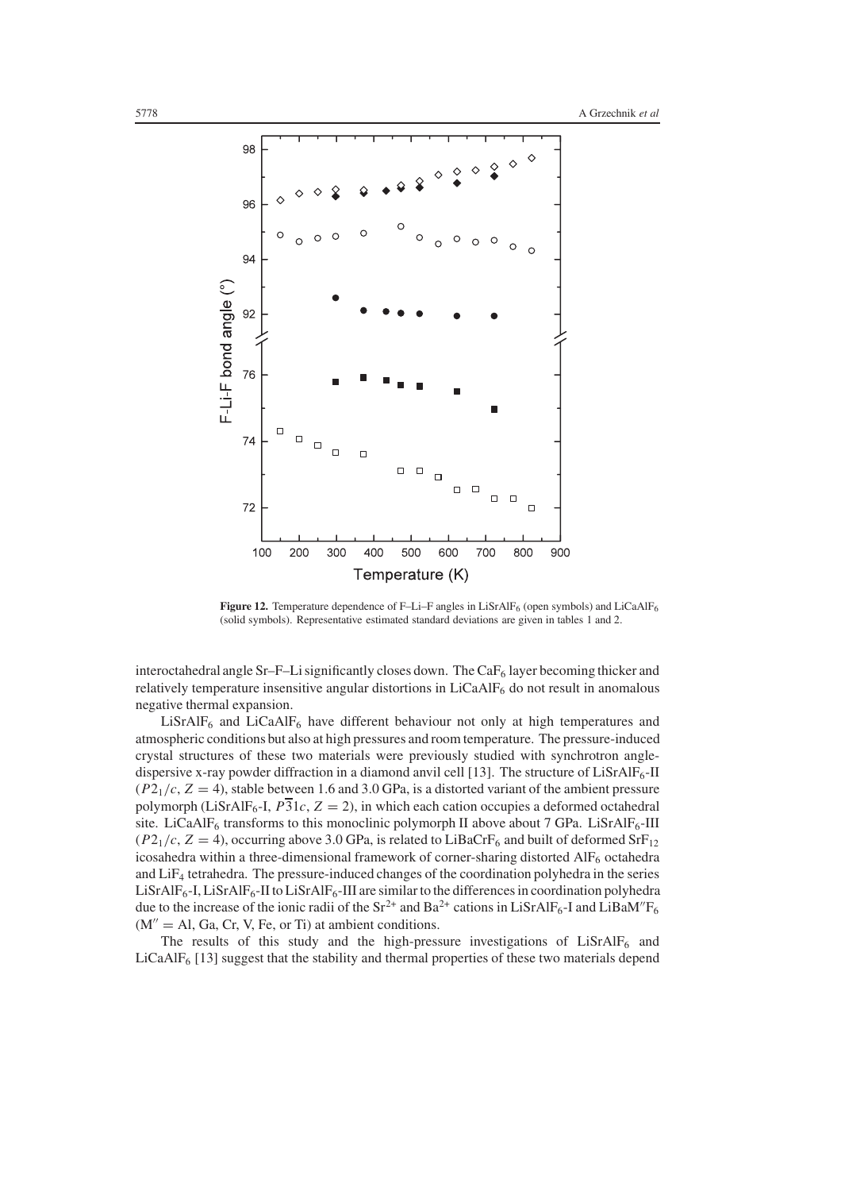98

96

94

92

76

74

72

100 200 300 400 500 600 700 800 900

F-Li-F bond angle (°)

Temperature (K)

**Figure 12.** Temperature dependence of F–Li–F angles in $LiSrAlF_6$ (open symbols) and $LiCaAlF_6$ (solid symbols). Representative estimated standard deviations are given in tables 1 and 2.

interoctahedral angle Sr–F–Li significantly closes down. The $CaF_6$ layer becoming thicker and relatively temperature insensitive angular distortions in $LiCaAlF_6$ do not result in anomalous negative thermal expansion.

$LiSrAlF_6$ and $LiCaAlF_6$ have different behaviour not only at high temperatures and atmospheric conditions but also at high pressures and room temperature. The pressure-induced crystal structures of these two materials were previously studied with synchrotron angle-dispersive x-ray powder diffraction in a diamond anvil cell [13]. The structure of $LiSrAlF_6$-II ($P2_1/c$, $Z = 4$), stable between 1.6 and 3.0 GPa, is a distorted variant of the ambient pressure polymorph ($LiSrAlF_6$-I, $P\overline{3}1c$, $Z = 2$), in which each cation occupies a deformed octahedral site. $LiCaAlF_6$ transforms to this monoclinic polymorph II above about 7 GPa. $LiSrAlF_6$-III ($P2_1/c$, $Z = 4$), occurring above 3.0 GPa, is related to $LiBaCrF_6$ and built of deformed $SrF_{12}$ icosahedra within a three-dimensional framework of corner-sharing distorted $AlF_6$ octahedra and $LiF_4$ tetrahedra. The pressure-induced changes of the coordination polyhedra in the series $LiSrAlF_6$-I, $LiSrAlF_6$-II to $LiSrAlF_6$-III are similar to the differences in coordination polyhedra due to the increase of the ionic radii of the $Sr^{2+}$ and $Ba^{2+}$ cations in $LiSrAlF_6$-I and $LiBaM''F_6$ ($M'' =$ Al, Ga, Cr, V, Fe, or Ti) at ambient conditions.

The results of this study and the high-pressure investigations of $LiSrAlF_6$ and $LiCaAlF_6$ [13] suggest that the stability and thermal properties of these two materials depend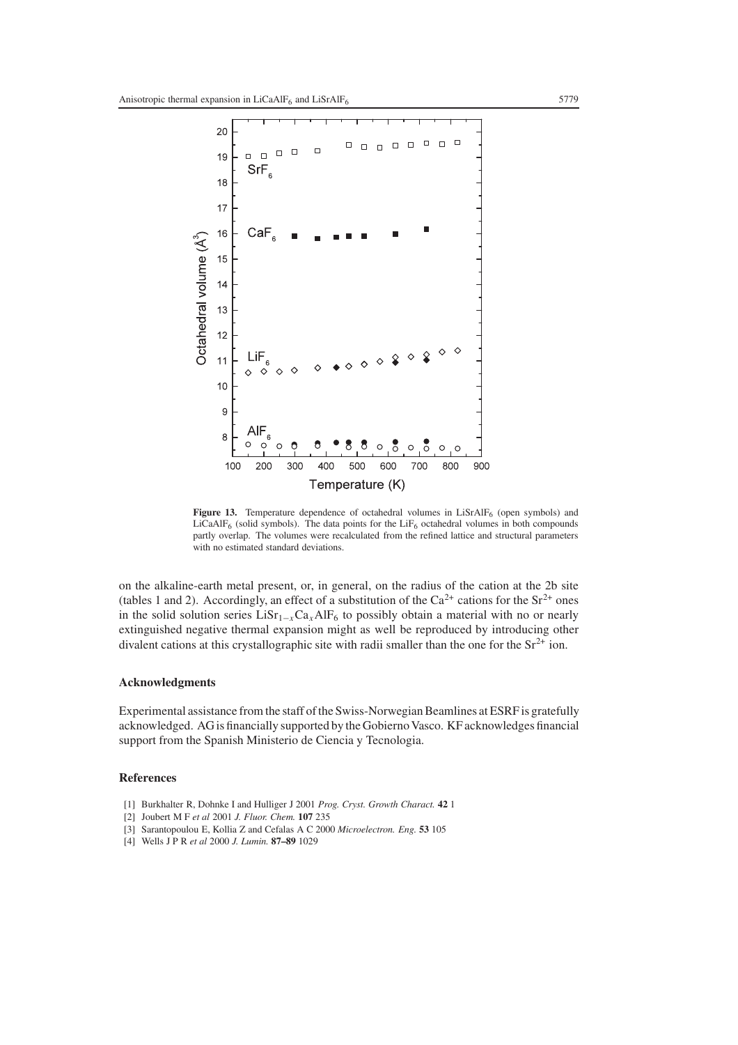Octahedral volume (Å$^3$)

20
19
18
17
16
15
14
13
12
11
10
9
8

$SrF_6$

$CaF_6$

$LiF_6$

$AlF_6$

100 200 300 400 500 600 700 800 900

Temperature (K)

**Figure 13.** Temperature dependence of octahedral volumes in $LiSrAlF_6$ (open symbols) and $LiCaAlF_6$ (solid symbols). The data points for the $LiF_6$ octahedral volumes in both compounds partly overlap. The volumes were recalculated from the refined lattice and structural parameters with no estimated standard deviations.

on the alkaline-earth metal present, or, in general, on the radius of the cation at the 2b site (tables 1 and 2). Accordingly, an effect of a substitution of the $Ca^{2+}$ cations for the $Sr^{2+}$ ones in the solid solution series $LiSr_{1-x}Ca_xAlF_6$ to possibly obtain a material with no or nearly extinguished negative thermal expansion might as well be reproduced by introducing other divalent cations at this crystallographic site with radii smaller than the one for the $Sr^{2+}$ ion.

## Acknowledgments

Experimental assistance from the staff of the Swiss-Norwegian Beamlines at ESRF is gratefully acknowledged. AG is financially supported by the Gobierno Vasco. KF acknowledges financial support from the Spanish Ministerio de Ciencia y Tecnologia.

## References

[1] Burkhalter R, Dohnke I and Hulliger J 2001 *Prog. Cryst. Growth Charact.* **42** 1
[2] Joubert M F *et al* 2001 *J. Fluor. Chem.* **107** 235
[3] Sarantopoulou E, Kollia Z and Cefalas A C 2000 *Microelectron. Eng.* **53** 105
[4] Wells J P R *et al* 2000 *J. Lumin.* **87–89** 1029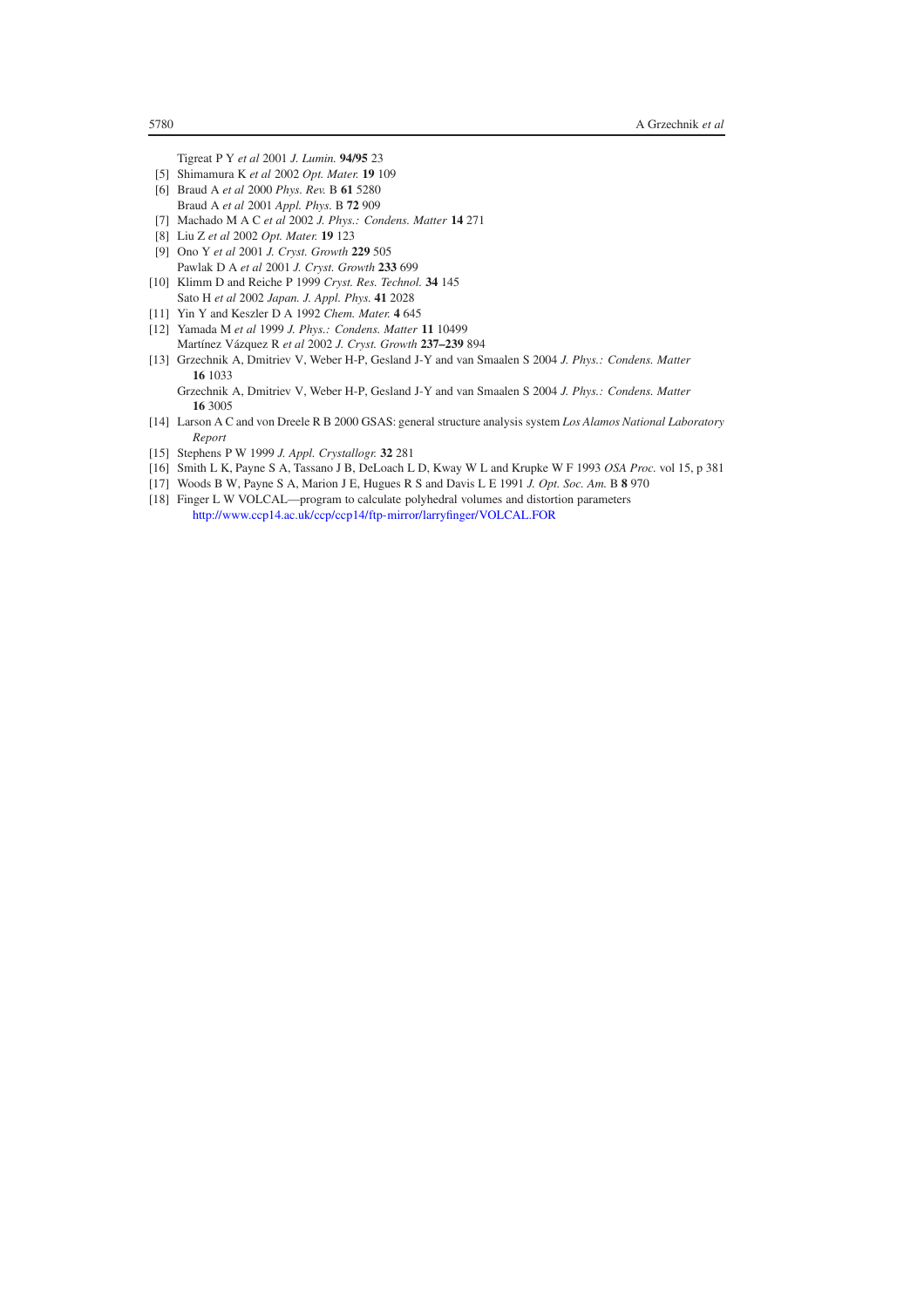Tigreat P Y *et al* 2001 *J. Lumin.* **94/95** 23

[5] Shimamura K *et al* 2002 *Opt. Mater.* **19** 109

[6] Braud A *et al* 2000 *Phys. Rev.* B **61** 5280
Braud A *et al* 2001 *Appl. Phys.* B **72** 909

[7] Machado M A C *et al* 2002 *J. Phys.: Condens. Matter* **14** 271

[8] Liu Z *et al* 2002 *Opt. Mater.* **19** 123

[9] Ono Y *et al* 2001 *J. Cryst. Growth* **229** 505
Pawlak D A *et al* 2001 *J. Cryst. Growth* **233** 699

[10] Klimm D and Reiche P 1999 *Cryst. Res. Technol.* **34** 145
Sato H *et al* 2002 *Japan. J. Appl. Phys.* **41** 2028

[11] Yin Y and Keszler D A 1992 *Chem. Mater.* **4** 645

[12] Yamada M *et al* 1999 *J. Phys.: Condens. Matter* **11** 10499
Martínez Vázquez R *et al* 2002 *J. Cryst. Growth* **237–239** 894

[13] Grzechnik A, Dmitriev V, Weber H-P, Gesland J-Y and van Smaalen S 2004 *J. Phys.: Condens. Matter* **16** 1033
Grzechnik A, Dmitriev V, Weber H-P, Gesland J-Y and van Smaalen S 2004 *J. Phys.: Condens. Matter* **16** 3005

[14] Larson A C and von Dreele R B 2000 GSAS: general structure analysis system *Los Alamos National Laboratory Report*

[15] Stephens P W 1999 *J. Appl. Crystallogr.* **32** 281

[16] Smith L K, Payne S A, Tassano J B, DeLoach L D, Kway W L and Krupke W F 1993 *OSA Proc.* vol 15, p 381

[17] Woods B W, Payne S A, Marion J E, Hugues R S and Davis L E 1991 *J. Opt. Soc. Am.* B **8** 970

[18] Finger L W VOLCAL—program to calculate polyhedral volumes and distortion parameters http://www.ccp14.ac.uk/ccp/ccp14/ftp-mirror/larryfinger/VOLCAL.FOR